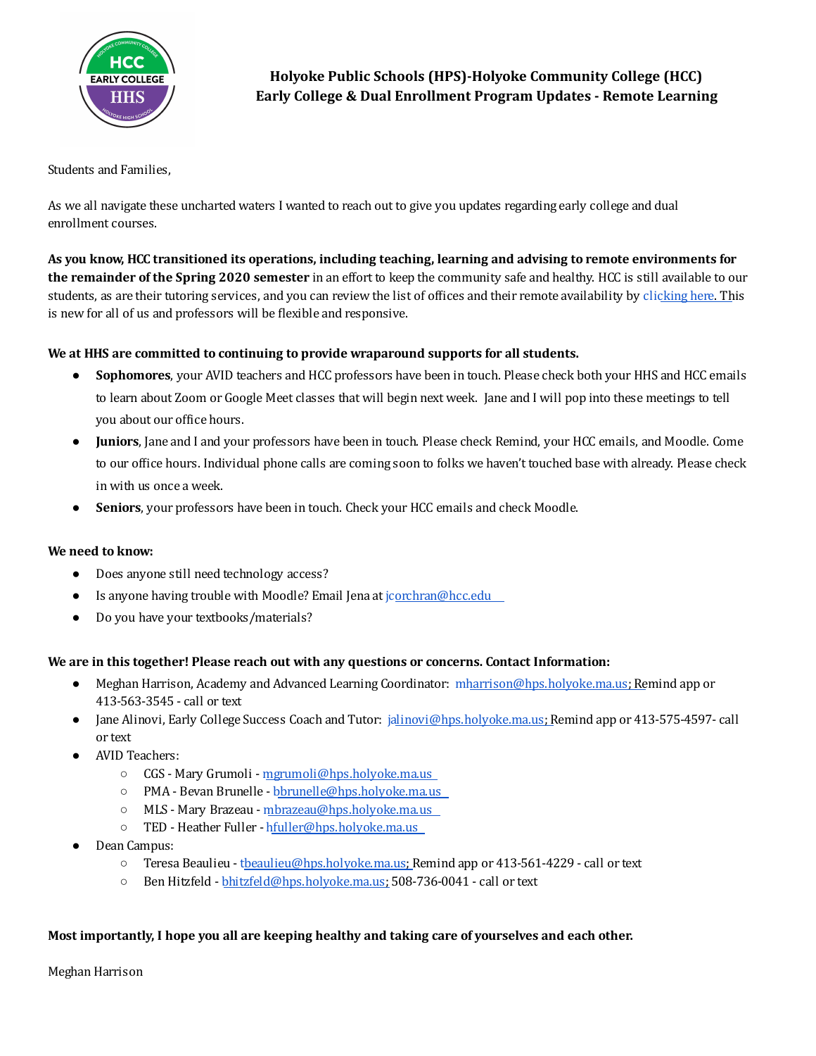# Holyoke Public Schools (HPS)-Holyoke Community College (HCC) Early College & Dual Enrollment Program Updates - Remote Learning

Students and Families,

As we all navigate these uncharted waters I wanted to reach out to give you updates regarding early college and dual enrollment courses.

**As you know, HCC transitioned its operations, including teaching, learning and advising to remote environments for the remainder of the Spring 2020 semester** in an effort to keep the community safe and healthy. HCC is still available to our students, as are their tutoring services, and you can review the list of offices and their remote availability by clicking here. This is new for all of us and professors will be flexible and responsive.

**We at HHS are committed to continuing to provide wraparound supports for all students.**

- **Sophomores**, your AVID teachers and HCC professors have been in touch. Please check both your HHS and HCC emails to learn about Zoom or Google Meet classes that will begin next week. Jane and I will pop into these meetings to tell you about our office hours.
- **Juniors**, Jane and I and your professors have been in touch. Please check Remind, your HCC emails, and Moodle. Come to our office hours. Individual phone calls are coming soon to folks we haven't touched base with already. Please check in with us once a week.
- **Seniors**, your professors have been in touch. Check your HCC emails and check Moodle.

**We need to know:**

- Does anyone still need technology access?
- Is anyone having trouble with Moodle? Email Jena at jcorchran@hcc.edu
- Do you have your textbooks/materials?

**We are in this together! Please reach out with any questions or concerns. Contact Information:**

- Meghan Harrison, Academy and Advanced Learning Coordinator: mharrison@hps.holyoke.ma.us; Remind app or 413-563-3545 - call or text
- Jane Alinovi, Early College Success Coach and Tutor: jalinovi@hps.holyoke.ma.us; Remind app or 413-575-4597- call or text
- AVID Teachers:
  - CGS - Mary Grumoli - mgrumoli@hps.holyoke.ma.us
  - PMA - Bevan Brunelle - bbrunelle@hps.holyoke.ma.us
  - MLS - Mary Brazeau - mbrazeau@hps.holyoke.ma.us
  - TED - Heather Fuller - hfuller@hps.holyoke.ma.us
- Dean Campus:
  - Teresa Beaulieu - tbeaulieu@hps.holyoke.ma.us; Remind app or 413-561-4229 - call or text
  - Ben Hitzfeld - bhitzfeld@hps.holyoke.ma.us; 508-736-0041 - call or text

**Most importantly, I hope you all are keeping healthy and taking care of yourselves and each other.**

Meghan Harrison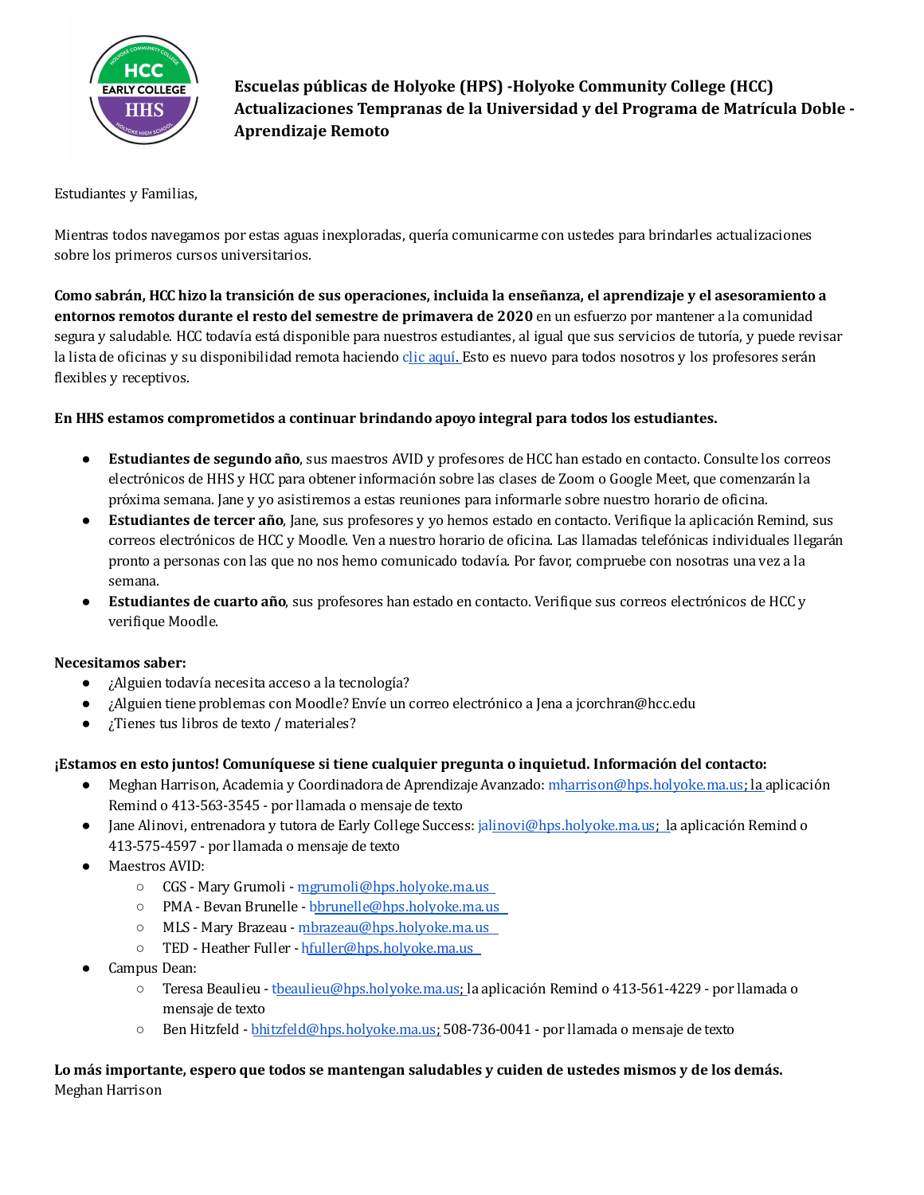**Escuelas públicas de Holyoke (HPS) -Holyoke Community College (HCC) Actualizaciones Tempranas de la Universidad y del Programa de Matrícula Doble - Aprendizaje Remoto**

Estudiantes y Familias,

Mientras todos navegamos por estas aguas inexploradas, quería comunicarme con ustedes para brindarles actualizaciones sobre los primeros cursos universitarios.

**Como sabrán, HCC hizo la transición de sus operaciones, incluida la enseñanza, el aprendizaje y el asesoramiento a entornos remotos durante el resto del semestre de primavera de 2020** en un esfuerzo por mantener a la comunidad segura y saludable. HCC todavía está disponible para nuestros estudiantes, al igual que sus servicios de tutoría, y puede revisar la lista de oficinas y su disponibilidad remota haciendo clic aquí. Esto es nuevo para todos nosotros y los profesores serán flexibles y receptivos.

**En HHS estamos comprometidos a continuar brindando apoyo integral para todos los estudiantes.**

- **Estudiantes de segundo año**, sus maestros AVID y profesores de HCC han estado en contacto. Consulte los correos electrónicos de HHS y HCC para obtener información sobre las clases de Zoom o Google Meet, que comenzarán la próxima semana. Jane y yo asistiremos a estas reuniones para informarle sobre nuestro horario de oficina.
- **Estudiantes de tercer año**, Jane, sus profesores y yo hemos estado en contacto. Verifique la aplicación Remind, sus correos electrónicos de HCC y Moodle. Ven a nuestro horario de oficina. Las llamadas telefónicas individuales llegarán pronto a personas con las que no nos hemo comunicado todavía. Por favor, compruebe con nosotras una vez a la semana.
- **Estudiantes de cuarto año**, sus profesores han estado en contacto. Verifique sus correos electrónicos de HCC y verifique Moodle.

**Necesitamos saber:**

- ¿Alguien todavía necesita acceso a la tecnología?
- ¿Alguien tiene problemas con Moodle? Envíe un correo electrónico a Jena a jcorchran@hcc.edu
- ¿Tienes tus libros de texto / materiales?

**¡Estamos en esto juntos! Comuníquese si tiene cualquier pregunta o inquietud. Información del contacto:**

- Meghan Harrison, Academia y Coordinadora de Aprendizaje Avanzado: mharrison@hps.holyoke.ma.us; la aplicación Remind o 413-563-3545 - por llamada o mensaje de texto
- Jane Alinovi, entrenadora y tutora de Early College Success: jalinovi@hps.holyoke.ma.us; la aplicación Remind o 413-575-4597 - por llamada o mensaje de texto
- Maestros AVID:
  - CGS - Mary Grumoli - mgrumoli@hps.holyoke.ma.us
  - PMA - Bevan Brunelle - bbrunelle@hps.holyoke.ma.us
  - MLS - Mary Brazeau - mbrazeau@hps.holyoke.ma.us
  - TED - Heather Fuller - hfuller@hps.holyoke.ma.us
- Campus Dean:
  - Teresa Beaulieu - tbeaulieu@hps.holyoke.ma.us; la aplicación Remind o 413-561-4229 - por llamada o mensaje de texto
  - Ben Hitzfeld - bhitzfeld@hps.holyoke.ma.us; 508-736-0041 - por llamada o mensaje de texto

**Lo más importante, espero que todos se mantengan saludables y cuiden de ustedes mismos y de los demás.**
Meghan Harrison